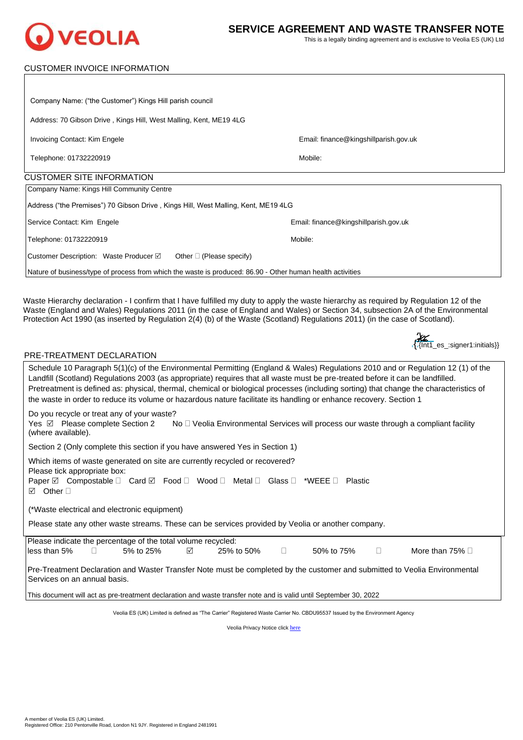# SERVICE AGREEMENT AND WASTE TRANSFER NOTE

This is a legally binding agreement and is exclusive to Veolia ES (UK) Ltd

## CUSTOMER INVOICE INFORMATION

Company Name: ("the Customer") Kings Hill parish council

Address: 70 Gibson Drive , Kings Hill, West Malling, Kent, ME19 4LG

Invoicing Contact: Kim Engele | Email: finance@kingshillparish.gov.uk

Telephone: 01732220919 | Mobile:

## CUSTOMER SITE INFORMATION

Company Name: Kings Hill Community Centre

Address ("the Premises") 70 Gibson Drive , Kings Hill, West Malling, Kent, ME19 4LG

Service Contact: Kim Engele | Email: finance@kingshillparish.gov.uk

Telephone: 01732220919 | Mobile:

Customer Description: Waste Producer ☑ Other ☐ (Please specify)

Nature of business/type of process from which the waste is produced: 86.90 - Other human health activities

Waste Hierarchy declaration - I confirm that I have fulfilled my duty to apply the waste hierarchy as required by Regulation 12 of the Waste (England and Wales) Regulations 2011 (in the case of England and Wales) or Section 34, subsection 2A of the Environmental Protection Act 1990 (as inserted by Regulation 2(4) (b) of the Waste (Scotland) Regulations 2011) (in the case of Scotland).

{{Int1_es_:signer1:initials}}

## PRE-TREATMENT DECLARATION

Schedule 10 Paragraph 5(1)(c) of the Environmental Permitting (England & Wales) Regulations 2010 and or Regulation 12 (1) of the Landfill (Scotland) Regulations 2003 (as appropriate) requires that all waste must be pre-treated before it can be landfilled. Pretreatment is defined as: physical, thermal, chemical or biological processes (including sorting) that change the characteristics of the waste in order to reduce its volume or hazardous nature facilitate its handling or enhance recovery. Section 1

Do you recycle or treat any of your waste?
Yes ☑ Please complete Section 2 No ☐ Veolia Environmental Services will process our waste through a compliant facility (where available).

Section 2 (Only complete this section if you have answered Yes in Section 1)

Which items of waste generated on site are currently recycled or recovered?
Please tick appropriate box:
Paper ☑ Compostable ☐ Card ☑ Food ☐ Wood ☐ Metal ☐ Glass ☐ *WEEE ☐ Plastic ☑ Other ☐

(*Waste electrical and electronic equipment)

Please state any other waste streams. These can be services provided by Veolia or another company.

Please indicate the percentage of the total volume recycled:
less than 5% ☐ 5% to 25% ☑ 25% to 50% ☐ 50% to 75% ☐ More than 75% ☐

Pre-Treatment Declaration and Waster Transfer Note must be completed by the customer and submitted to Veolia Environmental Services on an annual basis.

This document will act as pre-treatment declaration and waste transfer note and is valid until September 30, 2022

Veolia ES (UK) Limited is defined as "The Carrier" Registered Waste Carrier No. CBDU95537 Issued by the Environment Agency

Veolia Privacy Notice click here

A member of Veolia ES (UK) Limited.
Registered Office: 210 Pentonville Road, London N1 9JY. Registered in England 2481991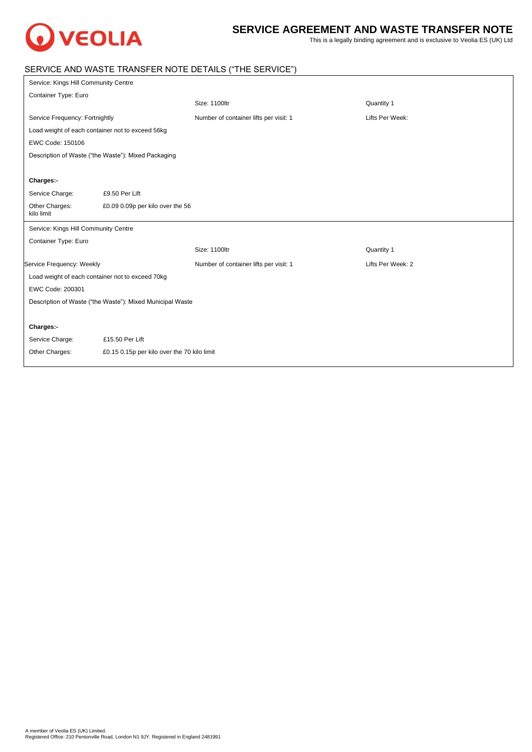# SERVICE AGREEMENT AND WASTE TRANSFER NOTE

This is a legally binding agreement and is exclusive to Veolia ES (UK) Ltd

## SERVICE AND WASTE TRANSFER NOTE DETAILS ("THE SERVICE")

| | | |
|---|---|---|
| Service: Kings Hill Community Centre | | |
| Container Type: Euro | Size: 1100ltr | Quantity 1 |
| Service Frequency: Fortnightly | Number of container lifts per visit: 1 | Lifts Per Week: |
| Load weight of each container not to exceed 56kg | | |
| EWC Code: 150106 | | |
| Description of Waste ("the Waste"): Mixed Packaging | | |

**Charges:-**

| | |
|---|---|
| Service Charge: | £9.50 Per Lift |
| Other Charges: | £0.09 0.09p per kilo over the 56 kilo limit |

| | | |
|---|---|---|
| Service: Kings Hill Community Centre | | |
| Container Type: Euro | Size: 1100ltr | Quantity 1 |
| Service Frequency: Weekly | Number of container lifts per visit: 1 | Lifts Per Week: 2 |
| Load weight of each container not to exceed 70kg | | |
| EWC Code: 200301 | | |
| Description of Waste ("the Waste"): Mixed Municipal Waste | | |

**Charges:-**

| | |
|---|---|
| Service Charge: | £15.50 Per Lift |
| Other Charges: | £0.15 0.15p per kilo over the 70 kilo limit |

A member of Veolia ES (UK) Limited.
Registered Office: 210 Pentonville Road, London N1 9JY. Registered in England 2481991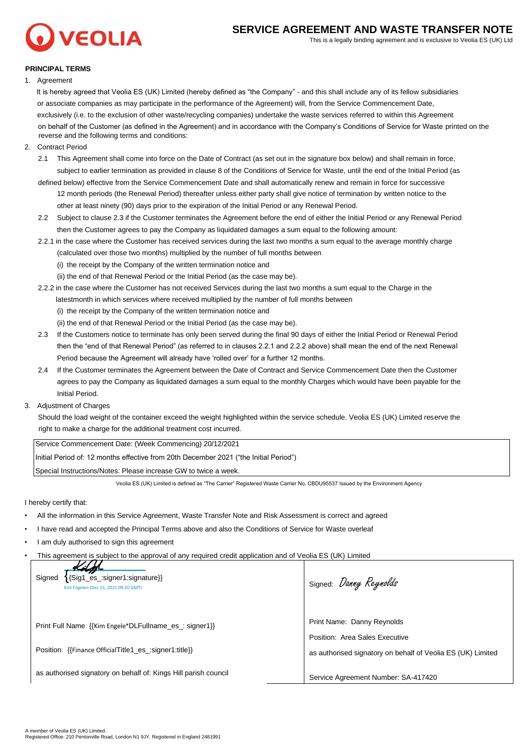# SERVICE AGREEMENT AND WASTE TRANSFER NOTE

This is a legally binding agreement and is exclusive to Veolia ES (UK) Ltd

**PRINCIPAL TERMS**

1. Agreement

   It is hereby agreed that Veolia ES (UK) Limited (hereby defined as "the Company" - and this shall include any of its fellow subsidiaries or associate companies as may participate in the performance of the Agreement) will, from the Service Commencement Date, exclusively (i.e. to the exclusion of other waste/recycling companies) undertake the waste services referred to within this Agreement on behalf of the Customer (as defined in the Agreement) and in accordance with the Company's Conditions of Service for Waste printed on the reverse and the following terms and conditions:

2. Contract Period

   2.1 This Agreement shall come into force on the Date of Contract (as set out in the signature box below) and shall remain in force, subject to earlier termination as provided in clause 8 of the Conditions of Service for Waste, until the end of the Initial Period (as defined below) effective from the Service Commencement Date and shall automatically renew and remain in force for successive 12 month periods (the Renewal Period) thereafter unless either party shall give notice of termination by written notice to the other at least ninety (90) days prior to the expiration of the Initial Period or any Renewal Period.

   2.2 Subject to clause 2.3 if the Customer terminates the Agreement before the end of either the Initial Period or any Renewal Period then the Customer agrees to pay the Company as liquidated damages a sum equal to the following amount:

   2.2.1 in the case where the Customer has received services during the last two months a sum equal to the average monthly charge (calculated over those two months) multiplied by the number of full months between

   (i) the receipt by the Company of the written termination notice and

   (ii) the end of that Renewal Period or the Initial Period (as the case may be).

   2.2.2 in the case where the Customer has not received Services during the last two months a sum equal to the Charge in the latestmonth in which services where received multiplied by the number of full months between

   (i) the receipt by the Company of the written termination notice and

   (ii) the end of that Renewal Period or the Initial Period (as the case may be).

   2.3 If the Customers notice to terminate has only been served during the final 90 days of either the Initial Period or Renewal Period then the "end of that Renewal Period" (as referred to in clauses 2.2.1 and 2.2.2 above) shall mean the end of the next Renewal Period because the Agreement will already have 'rolled over' for a further 12 months.

   2.4 If the Customer terminates the Agreement between the Date of Contract and Service Commencement Date then the Customer agrees to pay the Company as liquidated damages a sum equal to the monthly Charges which would have been payable for the Initial Period.

3. Adjustment of Charges

   Should the load weight of the container exceed the weight highlighted within the service schedule. Veolia ES (UK) Limited reserve the right to make a charge for the additional treatment cost incurred.

| |
|---|
| Service Commencement Date: (Week Commencing) 20/12/2021 |
| Initial Period of: 12 months effective from 20th December 2021 ("the Initial Period") |
| Special Instructions/Notes: Please increase GW to twice a week. |

Veolia ES (UK) Limited is defined as "The Carrier" Registered Waste Carrier No. CBDU95537 Issued by the Environment Agency

I hereby certify that:

- All the information in this Service Agreement, Waste Transfer Note and Risk Assessment is correct and agreed
- I have read and accepted the Principal Terms above and also the Conditions of Service for Waste overleaf
- I am duly authorised to sign this agreement
- This agreement is subject to the approval of any required credit application and of Veolia ES (UK) Limited

| | |
|---|---|
| Signed {{Sig1_es_:signer1:signature}} Kim Engelen (Dec 15, 2021 09:20 GMT) | Signed: Danny Reynolds |
| Print Full Name: {{Kim Engele*DLFullname_es_: signer1}} | Print Name: Danny Reynolds |
| Position: {{Finance OfficialTitle1_es_:signer1:title}} | Position: Area Sales Executive |
| | as authorised signatory on behalf of Veolia ES (UK) Limited |
| as authorised signatory on behalf of: Kings Hill parish council | Service Agreement Number: SA-417420 |

A member of Veolia ES (UK) Limited.
Registered Office: 210 Pentonville Road, London N1 9JY. Registered in England 2481991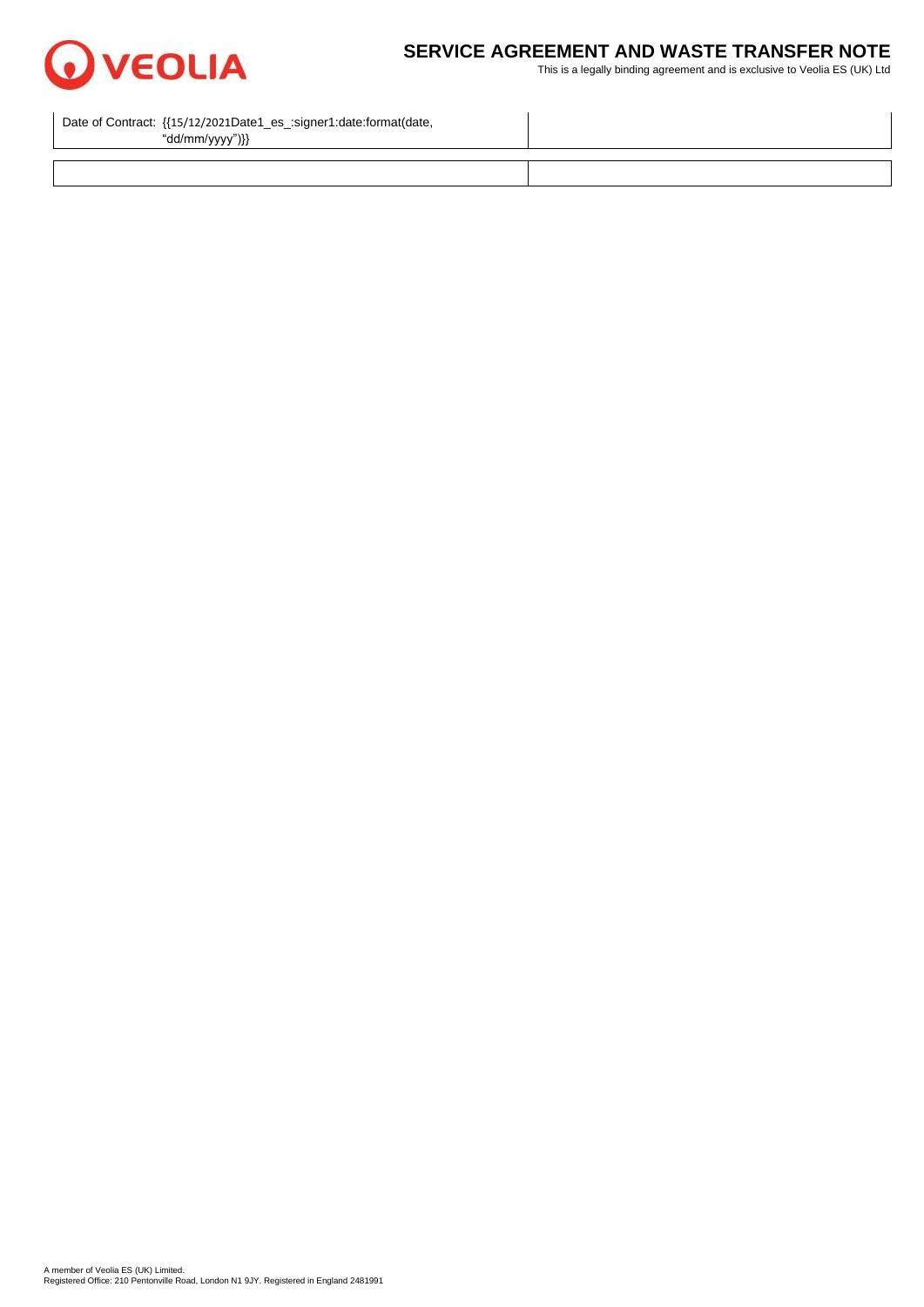# SERVICE AGREEMENT AND WASTE TRANSFER NOTE

This is a legally binding agreement and is exclusive to Veolia ES (UK) Ltd

| | |
|---|---|
| Date of Contract: {{15/12/2021Date1_es_:signer1:date:format(date, "dd/mm/yyyy")}} | |

| | |
|---|---|
| | |

A member of Veolia ES (UK) Limited.
Registered Office: 210 Pentonville Road, London N1 9JY. Registered in England 2481991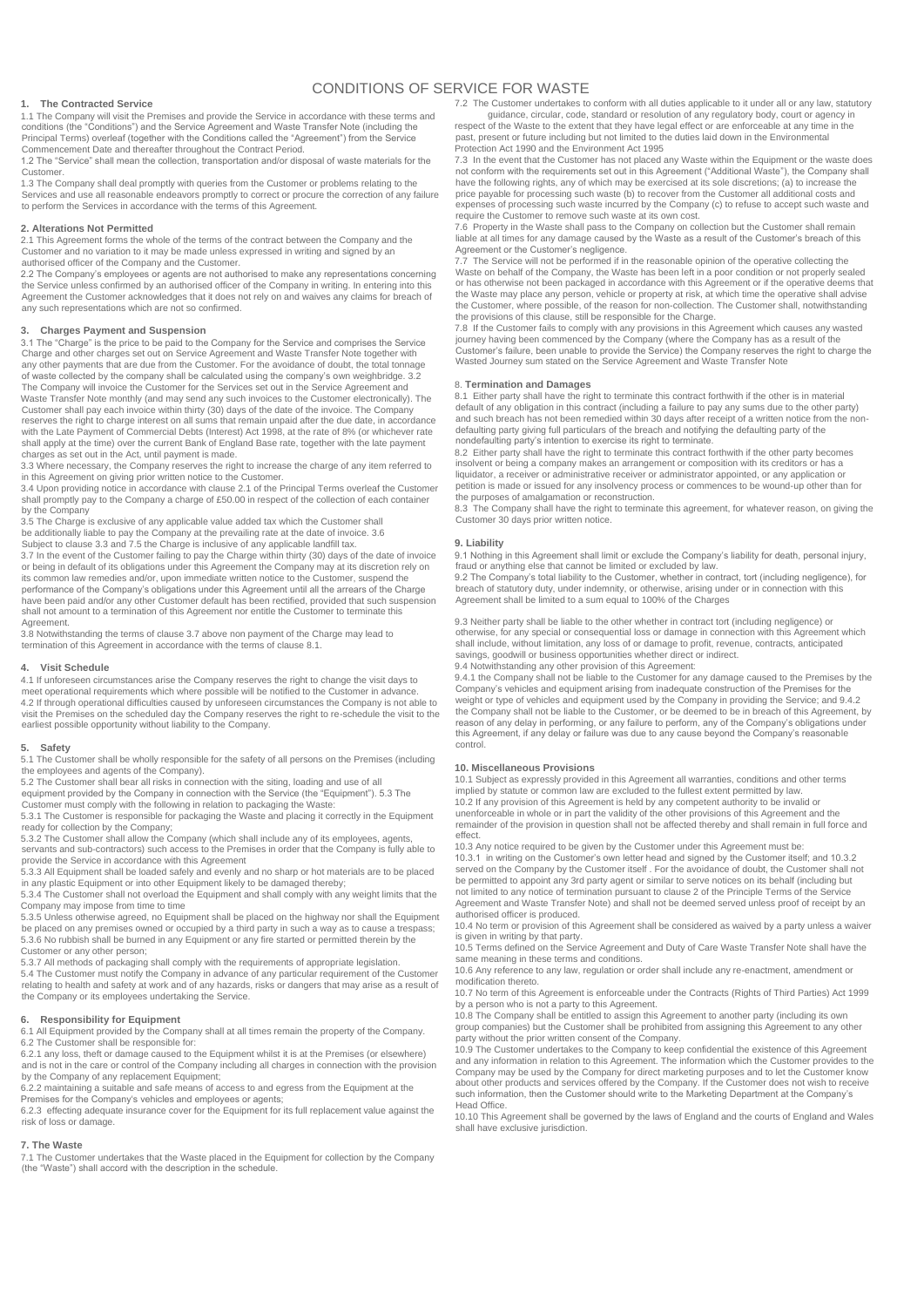# CONDITIONS OF SERVICE FOR WASTE

## 1. The Contracted Service

1.1 The Company will visit the Premises and provide the Service in accordance with these terms and conditions (the "Conditions") and the Service Agreement and Waste Transfer Note (including the Principal Terms) overleaf (together with the Conditions called the "Agreement") from the Service Commencement Date and thereafter throughout the Contract Period.

1.2 The "Service" shall mean the collection, transportation and/or disposal of waste materials for the Customer.

1.3 The Company shall deal promptly with queries from the Customer or problems relating to the Services and use all reasonable endeavors promptly to correct or procure the correction of any failure to perform the Services in accordance with the terms of this Agreement.

## 2. Alterations Not Permitted

2.1 This Agreement forms the whole of the terms of the contract between the Company and the Customer and no variation to it may be made unless expressed in writing and signed by an authorised officer of the Company and the Customer.

2.2 The Company's employees or agents are not authorised to make any representations concerning the Service unless confirmed by an authorised officer of the Company in writing. In entering into this Agreement the Customer acknowledges that it does not rely on and waives any claims for breach of any such representations which are not so confirmed.

## 3. Charges Payment and Suspension

3.1 The "Charge" is the price to be paid to the Company for the Service and comprises the Service Charge and other charges set out on Service Agreement and Waste Transfer Note together with any other payments that are due from the Customer. For the avoidance of doubt, the total tonnage of waste collected by the company shall be calculated using the company's own weighbridge. 3.2 The Company will invoice the Customer for the Services set out in the Service Agreement and Waste Transfer Note monthly (and may send any such invoices to the Customer electronically). The Customer shall pay each invoice within thirty (30) days of the date of the invoice. The Company reserves the right to charge interest on all sums that remain unpaid after the due date, in accordance with the Late Payment of Commercial Debts (Interest) Act 1998, at the rate of 8% (or whichever rate shall apply at the time) over the current Bank of England Base rate, together with the late payment charges as set out in the Act, until payment is made.

3.3 Where necessary, the Company reserves the right to increase the charge of any item referred to in this Agreement on giving prior written notice to the Customer.

3.4 Upon providing notice in accordance with clause 2.1 of the Principal Terms overleaf the Customer shall promptly pay to the Company a charge of £50.00 in respect of the collection of each container by the Company

3.5 The Charge is exclusive of any applicable value added tax which the Customer shall be additionally liable to pay the Company at the prevailing rate at the date of invoice. 3.6 Subject to clause 3.3 and 7.5 the Charge is inclusive of any applicable landfill tax.

3.7 In the event of the Customer failing to pay the Charge within thirty (30) days of the date of invoice or being in default of its obligations under this Agreement the Company may at its discretion rely on its common law remedies and/or, upon immediate written notice to the Customer, suspend the performance of the Company's obligations under this Agreement until all the arrears of the Charge have been paid and/or any other Customer default has been rectified, provided that such suspension shall not amount to a termination of this Agreement nor entitle the Customer to terminate this Agreement.

3.8 Notwithstanding the terms of clause 3.7 above non payment of the Charge may lead to termination of this Agreement in accordance with the terms of clause 8.1.

## 4. Visit Schedule

4.1 If unforeseen circumstances arise the Company reserves the right to change the visit days to meet operational requirements which where possible will be notified to the Customer in advance.

4.2 If through operational difficulties caused by unforeseen circumstances the Company is not able to visit the Premises on the scheduled day the Company reserves the right to re-schedule the visit to the earliest possible opportunity without liability to the Company.

## 5. Safety

5.1 The Customer shall be wholly responsible for the safety of all persons on the Premises (including the employees and agents of the Company).

5.2 The Customer shall bear all risks in connection with the siting, loading and use of all equipment provided by the Company in connection with the Service (the "Equipment"). 5.3 The Customer must comply with the following in relation to packaging the Waste:

5.3.1 The Customer is responsible for packaging the Waste and placing it correctly in the Equipment ready for collection by the Company;

5.3.2 The Customer shall allow the Company (which shall include any of its employees, agents, servants and sub-contractors) such access to the Premises in order that the Company is fully able to provide the Service in accordance with this Agreement

5.3.3 All Equipment shall be loaded safely and evenly and no sharp or hot materials are to be placed in any plastic Equipment or into other Equipment likely to be damaged thereby;

5.3.4 The Customer shall not overload the Equipment and shall comply with any weight limits that the Company may impose from time to time

5.3.5 Unless otherwise agreed, no Equipment shall be placed on the highway nor shall the Equipment be placed on any premises owned or occupied by a third party in such a way as to cause a trespass; 5.3.6 No rubbish shall be burned in any Equipment or any fire started or permitted therein by the Customer or any other person;

5.3.7 All methods of packaging shall comply with the requirements of appropriate legislation.

5.4 The Customer must notify the Company in advance of any particular requirement of the Customer relating to health and safety at work and of any hazards, risks or dangers that may arise as a result of the Company or its employees undertaking the Service.

## 6. Responsibility for Equipment

6.1 All Equipment provided by the Company shall at all times remain the property of the Company.

6.2 The Customer shall be responsible for:

6.2.1 any loss, theft or damage caused to the Equipment whilst it is at the Premises (or elsewhere) and is not in the care or control of the Company including all charges in connection with the provision by the Company of any replacement Equipment;

6.2.2 maintaining a suitable and safe means of access to and egress from the Equipment at the Premises for the Company's vehicles and employees or agents;

6.2.3 effecting adequate insurance cover for the Equipment for its full replacement value against the risk of loss or damage.

## 7. The Waste

7.1 The Customer undertakes that the Waste placed in the Equipment for collection by the Company (the "Waste") shall accord with the description in the schedule.

7.2 The Customer undertakes to conform with all duties applicable to it under all or any law, statutory guidance, circular, code, standard or resolution of any regulatory body, court or agency in respect of the Waste to the extent that they have legal effect or are enforceable at any time in the past, present or future including but not limited to the duties laid down in the Environmental Protection Act 1990 and the Environment Act 1995

7.3 In the event that the Customer has not placed any Waste within the Equipment or the waste does not conform with the requirements set out in this Agreement ("Additional Waste"), the Company shall have the following rights, any of which may be exercised at its sole discretions; (a) to increase the price payable for processing such waste (b) to recover from the Customer all additional costs and expenses of processing such waste incurred by the Company (c) to refuse to accept such waste and require the Customer to remove such waste at its own cost.

7.6 Property in the Waste shall pass to the Company on collection but the Customer shall remain liable at all times for any damage caused by the Waste as a result of the Customer's breach of this Agreement or the Customer's negligence.

7.7 The Service will not be performed if in the reasonable opinion of the operative collecting the Waste on behalf of the Company, the Waste has been left in a poor condition or not properly sealed or has otherwise not been packaged in accordance with this Agreement or if the operative deems that the Waste may place any person, vehicle or property at risk, at which time the operative shall advise the Customer, where possible, of the reason for non-collection. The Customer shall, notwithstanding the provisions of this clause, still be responsible for the Charge.

7.8 If the Customer fails to comply with any provisions in this Agreement which causes any wasted journey having been commenced by the Company (where the Company has as a result of the Customer's failure, been unable to provide the Service) the Company reserves the right to charge the Wasted Journey sum stated on the Service Agreement and Waste Transfer Note

## 8. Termination and Damages

8.1 Either party shall have the right to terminate this contract forthwith if the other is in material default of any obligation in this contract (including a failure to pay any sums due to the other party) and such breach has not been remedied within 30 days after receipt of a written notice from the non-defaulting party giving full particulars of the breach and notifying the defaulting party of the nondefaulting party's intention to exercise its right to terminate.

8.2 Either party shall have the right to terminate this contract forthwith if the other party becomes insolvent or being a company makes an arrangement or composition with its creditors or has a liquidator, a receiver or administrative receiver or administrator appointed, or any application or petition is made or issued for any insolvency process or commences to be wound-up other than for the purposes of amalgamation or reconstruction.

8.3 The Company shall have the right to terminate this agreement, for whatever reason, on giving the Customer 30 days prior written notice.

## 9. Liability

9.1 Nothing in this Agreement shall limit or exclude the Company's liability for death, personal injury, fraud or anything else that cannot be limited or excluded by law.

9.2 The Company's total liability to the Customer, whether in contract, tort (including negligence), for breach of statutory duty, under indemnity, or otherwise, arising under or in connection with this Agreement shall be limited to a sum equal to 100% of the Charges

9.3 Neither party shall be liable to the other whether in contract tort (including negligence) or otherwise, for any special or consequential loss or damage in connection with this Agreement which shall include, without limitation, any loss of or damage to profit, revenue, contracts, anticipated savings, goodwill or business opportunities whether direct or indirect.

9.4 Notwithstanding any other provision of this Agreement:

9.4.1 the Company shall not be liable to the Customer for any damage caused to the Premises by the Company's vehicles and equipment arising from inadequate construction of the Premises for the weight or type of vehicles and equipment used by the Company in providing the Service; and 9.4.2 the Company shall not be liable to the Customer, or be deemed to be in breach of this Agreement, by reason of any delay in performing, or any failure to perform, any of the Company's obligations under this Agreement, if any delay or failure was due to any cause beyond the Company's reasonable control.

## 10. Miscellaneous Provisions

10.1 Subject as expressly provided in this Agreement all warranties, conditions and other terms implied by statute or common law are excluded to the fullest extent permitted by law.

10.2 If any provision of this Agreement is held by any competent authority to be invalid or unenforceable in whole or in part the validity of the other provisions of this Agreement and the remainder of the provision in question shall not be affected thereby and shall remain in full force and effect.

10.3 Any notice required to be given by the Customer under this Agreement must be:

10.3.1 in writing on the Customer's own letter head and signed by the Customer itself; and 10.3.2 served on the Company by the Customer itself . For the avoidance of doubt, the Customer shall not be permitted to appoint any 3rd party agent or similar to serve notices on its behalf (including but not limited to any notice of termination pursuant to clause 2 of the Principle Terms of the Service Agreement and Waste Transfer Note) and shall not be deemed served unless proof of receipt by an authorised officer is produced.

10.4 No term or provision of this Agreement shall be considered as waived by a party unless a waiver is given in writing by that party.

10.5 Terms defined on the Service Agreement and Duty of Care Waste Transfer Note shall have the same meaning in these terms and conditions.

10.6 Any reference to any law, regulation or order shall include any re-enactment, amendment or modification thereto.

10.7 No term of this Agreement is enforceable under the Contracts (Rights of Third Parties) Act 1999 by a person who is not a party to this Agreement.

10.8 The Company shall be entitled to assign this Agreement to another party (including its own group companies) but the Customer shall be prohibited from assigning this Agreement to any other party without the prior written consent of the Company.

10.9 The Customer undertakes to the Company to keep confidential the existence of this Agreement and any information in relation to this Agreement. The information which the Customer provides to the Company may be used by the Company for direct marketing purposes and to let the Customer know about other products and services offered by the Company. If the Customer does not wish to receive such information, then the Customer should write to the Marketing Department at the Company's Head Office.

10.10 This Agreement shall be governed by the laws of England and the courts of England and Wales shall have exclusive jurisdiction.